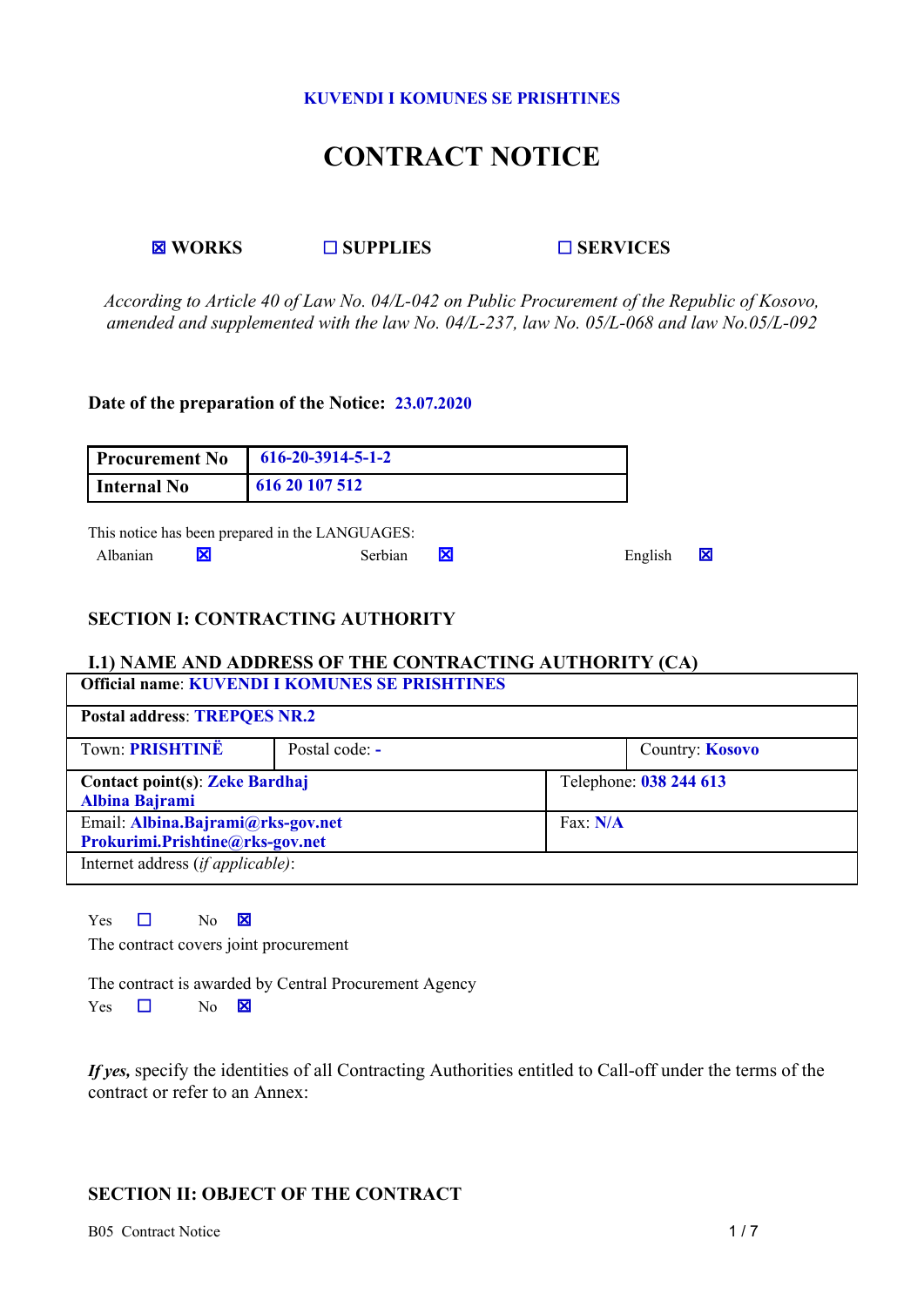KUVENDI I KOMUNES SE PRISHTINES

# CONTRACT NOTICE

☒ WORKS ☐ SUPPLIES ☐ SERVICES

*According to Article 40 of Law No. 04/L-042 on Public Procurement of the Republic of Kosovo, amended and supplemented with the law No. 04/L-237, law No. 05/L-068 and law No.05/L-092*

**Date of the preparation of the Notice:** 23.07.2020

| **Procurement No** | 616-20-3914-5-1-2 |
|---|---|
| **Internal No** | 616 20 107 512 |

This notice has been prepared in the LANGUAGES:

Albanian ☒ Serbian ☒ English ☒

## SECTION I: CONTRACTING AUTHORITY

### I.1) NAME AND ADDRESS OF THE CONTRACTING AUTHORITY (CA)

| **Official name**: KUVENDI I KOMUNES SE PRISHTINES | | |
|---|---|---|
| **Postal address**: TREPQES NR.2 | | |
| Town: PRISHTINË | Postal code: - | Country: Kosovo |
| **Contact point(s)**: Zeke Bardhaj Albina Bajrami | | Telephone: 038 244 613 |
| Email: Albina.Bajrami@rks-gov.net Prokurimi.Prishtine@rks-gov.net | | Fax: N/A |
| Internet address (*if applicable*): | | |

Yes ☐ No ☒

The contract covers joint procurement

The contract is awarded by Central Procurement Agency

Yes ☐ No ☒

***If yes,*** specify the identities of all Contracting Authorities entitled to Call-off under the terms of the contract or refer to an Annex:

## SECTION II: OBJECT OF THE CONTRACT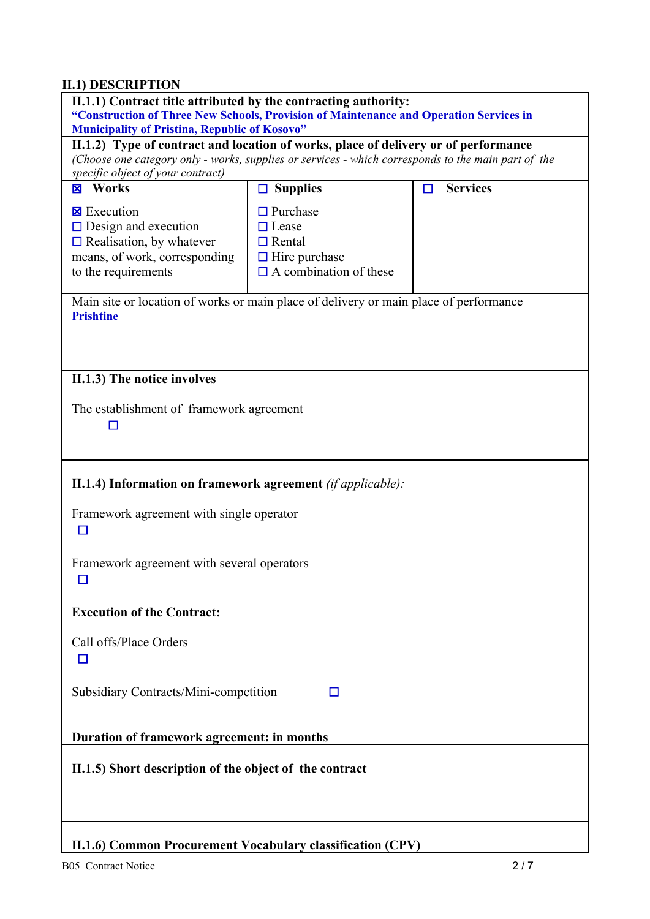## II.1) DESCRIPTION

**II.1.1) Contract title attributed by the contracting authority:**
**"Construction of Three New Schools, Provision of Maintenance and Operation Services in Municipality of Pristina, Republic of Kosovo"**

**II.1.2) Type of contract and location of works, place of delivery or of performance**
*(Choose one category only - works, supplies or services - which corresponds to the main part of the specific object of your contract)*

| ☒ **Works** | ☐ **Supplies** | ☐ **Services** |
|---|---|---|
| ☒ Execution<br>☐ Design and execution<br>☐ Realisation, by whatever means, of work, corresponding to the requirements | ☐ Purchase<br>☐ Lease<br>☐ Rental<br>☐ Hire purchase<br>☐ A combination of these | |

Main site or location of works or main place of delivery or main place of performance
**Prishtine**

**II.1.3) The notice involves**

The establishment of framework agreement
☐

**II.1.4) Information on framework agreement** *(if applicable):*

Framework agreement with single operator
☐

Framework agreement with several operators
☐

**Execution of the Contract:**

Call offs/Place Orders
☐

Subsidiary Contracts/Mini-competition ☐

**Duration of framework agreement: in months**

**II.1.5) Short description of the object of the contract**

**II.1.6) Common Procurement Vocabulary classification (CPV)**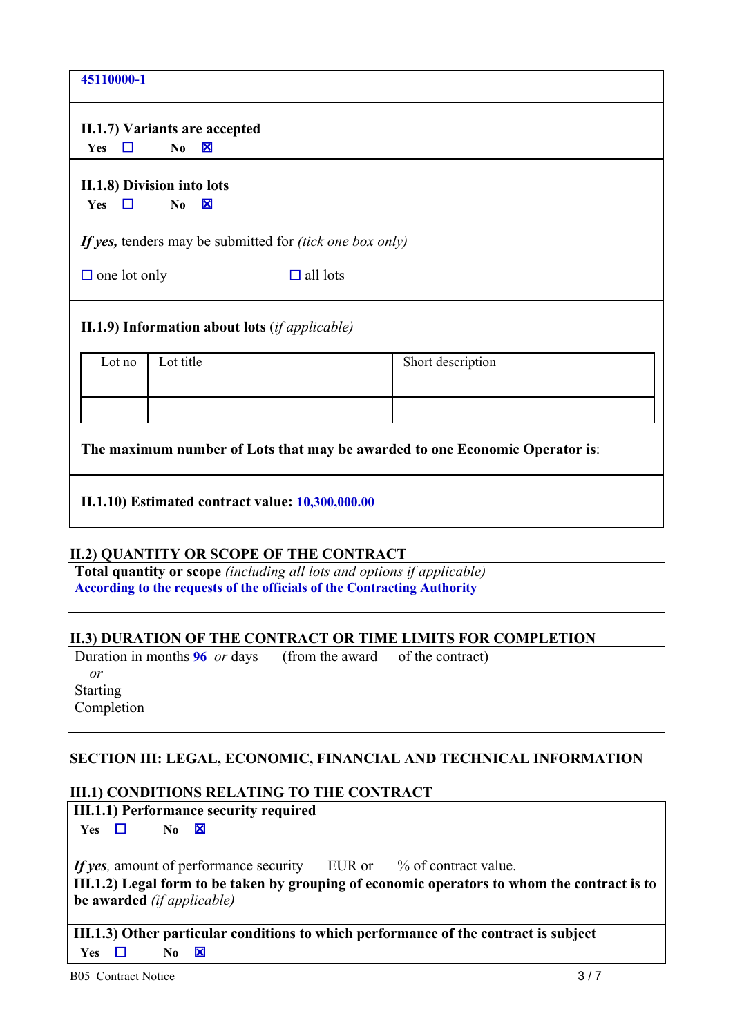45110000-1

**II.1.7) Variants are accepted**

**Yes** ☐ **No** ☒

**II.1.8) Division into lots**

**Yes** ☐ **No** ☒

***If yes,*** tenders may be submitted for *(tick one box only)*

☐ one lot only ☐ all lots

**II.1.9) Information about lots** *(if applicable)*

| Lot no | Lot title | Short description |
|---|---|---|
| | | |

**The maximum number of Lots that may be awarded to one Economic Operator is**:

**II.1.10) Estimated contract value: 10,300,000.00**

### II.2) QUANTITY OR SCOPE OF THE CONTRACT

**Total quantity or scope** *(including all lots and options if applicable)*
**According to the requests of the officials of the Contracting Authority**

### II.3) DURATION OF THE CONTRACT OR TIME LIMITS FOR COMPLETION

Duration in months **96** *or* days (from the award of the contract)
*or*
Starting
Completion

## SECTION III: LEGAL, ECONOMIC, FINANCIAL AND TECHNICAL INFORMATION

### III.1) CONDITIONS RELATING TO THE CONTRACT

**III.1.1) Performance security required**

**Yes** ☐ **No** ☒

***If yes***, amount of performance security EUR or % of contract value.

**III.1.2) Legal form to be taken by grouping of economic operators to whom the contract is to be awarded** *(if applicable)*

**III.1.3) Other particular conditions to which performance of the contract is subject**

**Yes** ☐ **No** ☒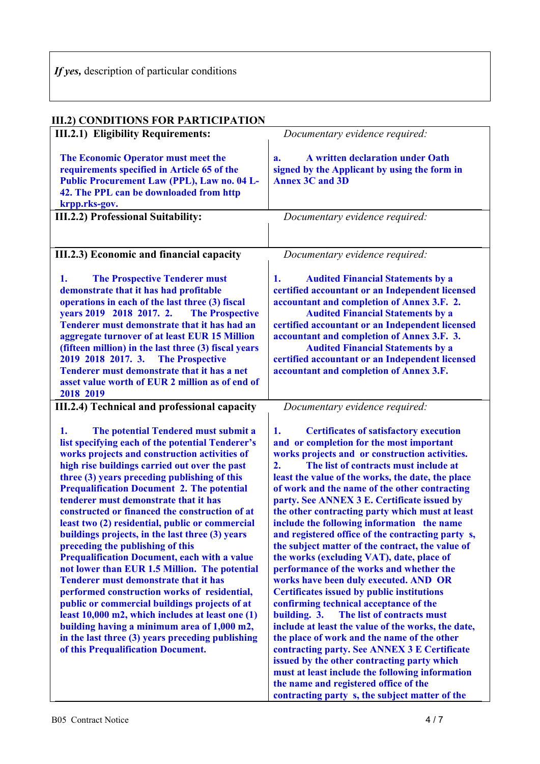| *If yes,* description of particular conditions |
|---|

## III.2) CONDITIONS FOR PARTICIPATION

| **III.2.1) Eligibility Requirements:** | *Documentary evidence required:* |
|---|---|
| **The Economic Operator must meet the requirements specified in Article 65 of the Public Procurement Law (PPL), Law no. 04 L-42. The PPL can be downloaded from http krpp.rks-gov.** | **a. A written declaration under Oath signed by the Applicant by using the form in Annex 3C and 3D** |
| **III.2.2) Professional Suitability:** | *Documentary evidence required:* |
| | |
| **III.2.3) Economic and financial capacity** | *Documentary evidence required:* |
| **1. The Prospective Tenderer must demonstrate that it has had profitable operations in each of the last three (3) fiscal years 2019 2018 2017. 2. The Prospective Tenderer must demonstrate that it has had an aggregate turnover of at least EUR 15 Million (fifteen million) in the last three (3) fiscal years 2019 2018 2017. 3. The Prospective Tenderer must demonstrate that it has a net asset value worth of EUR 2 million as of end of 2018 2019** | **1. Audited Financial Statements by a certified accountant or an Independent licensed accountant and completion of Annex 3.F. 2. Audited Financial Statements by a certified accountant or an Independent licensed accountant and completion of Annex 3.F. 3. Audited Financial Statements by a certified accountant or an Independent licensed accountant and completion of Annex 3.F.** |
| **III.2.4) Technical and professional capacity** | *Documentary evidence required:* |
| **1. The potential Tendered must submit a list specifying each of the potential Tenderer's works projects and construction activities of high rise buildings carried out over the past three (3) years preceding publishing of this Prequalification Document 2. The potential tenderer must demonstrate that it has constructed or financed the construction of at least two (2) residential, public or commercial buildings projects, in the last three (3) years preceding the publishing of this Prequalification Document, each with a value not lower than EUR 1.5 Million. The potential Tenderer must demonstrate that it has performed construction works of residential, public or commercial buildings projects of at least 10,000 m2, which includes at least one (1) building having a minimum area of 1,000 m2, in the last three (3) years preceding publishing of this Prequalification Document.** | **1. Certificates of satisfactory execution and or completion for the most important works projects and or construction activities. 2. The list of contracts must include at least the value of the works, the date, the place of work and the name of the other contracting party. See ANNEX 3 E. Certificate issued by the other contracting party which must at least include the following information the name and registered office of the contracting party s, the subject matter of the contract, the value of the works (excluding VAT), date, place of performance of the works and whether the works have been duly executed. AND OR Certificates issued by public institutions confirming technical acceptance of the building. 3. The list of contracts must include at least the value of the works, the date, the place of work and the name of the other contracting party. See ANNEX 3 E Certificate issued by the other contracting party which must at least include the following information the name and registered office of the contracting party s, the subject matter of the** |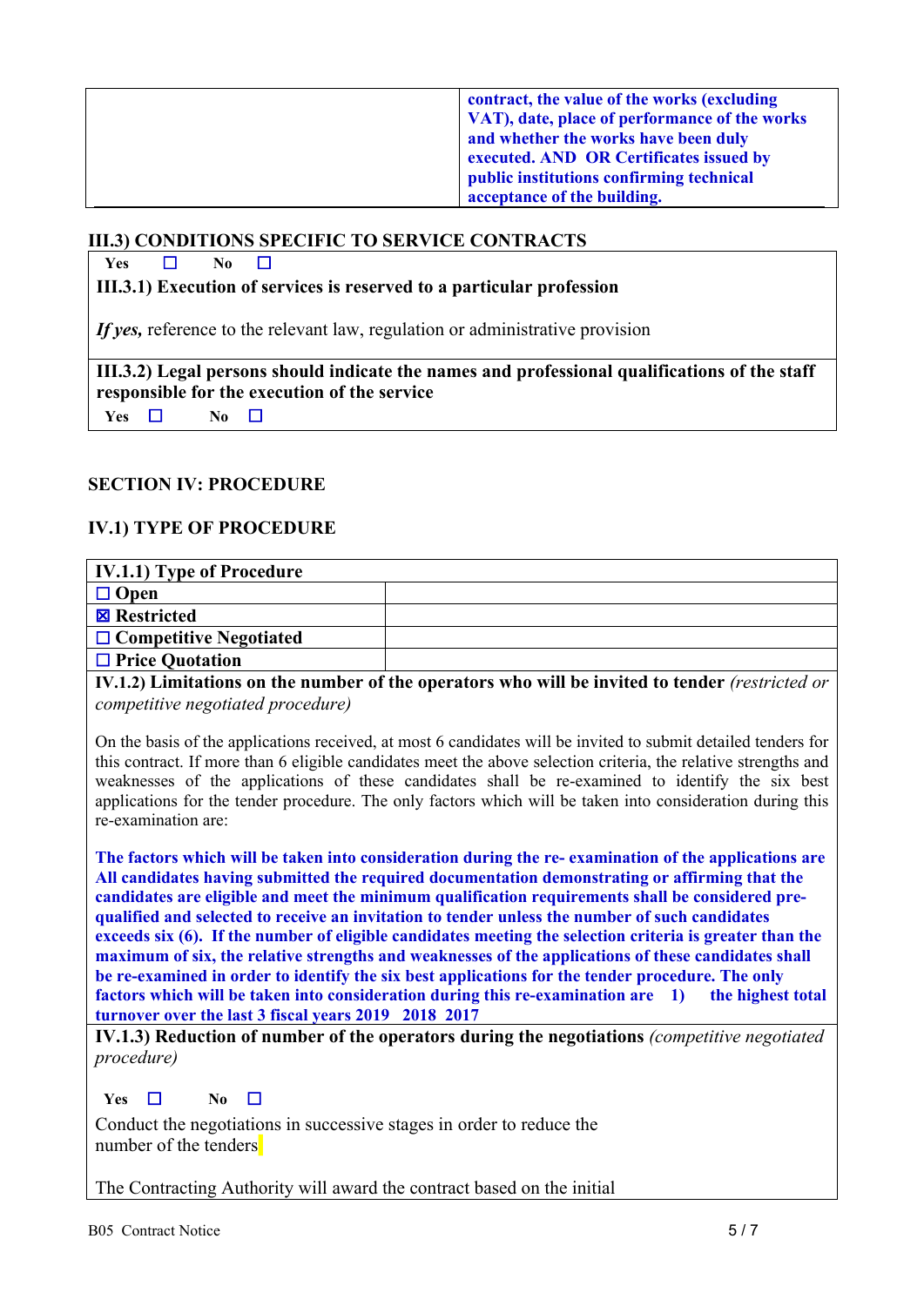| | **contract, the value of the works (excluding VAT), date, place of performance of the works and whether the works have been duly executed. AND OR Certificates issued by public institutions confirming technical acceptance of the building.** |
|---|---|

## III.3) CONDITIONS SPECIFIC TO SERVICE CONTRACTS

**Yes** ☐ **No** ☐

**III.3.1) Execution of services is reserved to a particular profession**

***If yes,*** reference to the relevant law, regulation or administrative provision

**III.3.2) Legal persons should indicate the names and professional qualifications of the staff responsible for the execution of the service**

**Yes** ☐ **No** ☐

## SECTION IV: PROCEDURE

## IV.1) TYPE OF PROCEDURE

| IV.1.1) Type of Procedure | |
|---|---|
| ☐ **Open** | |
| ☒ **Restricted** | |
| ☐ **Competitive Negotiated** | |
| ☐ **Price Quotation** | |

**IV.1.2) Limitations on the number of the operators who will be invited to tender** *(restricted or competitive negotiated procedure)*

On the basis of the applications received, at most 6 candidates will be invited to submit detailed tenders for this contract. If more than 6 eligible candidates meet the above selection criteria, the relative strengths and weaknesses of the applications of these candidates shall be re-examined to identify the six best applications for the tender procedure. The only factors which will be taken into consideration during this re-examination are:

**The factors which will be taken into consideration during the re- examination of the applications are All candidates having submitted the required documentation demonstrating or affirming that the candidates are eligible and meet the minimum qualification requirements shall be considered pre-qualified and selected to receive an invitation to tender unless the number of such candidates exceeds six (6). If the number of eligible candidates meeting the selection criteria is greater than the maximum of six, the relative strengths and weaknesses of the applications of these candidates shall be re-examined in order to identify the six best applications for the tender procedure. The only factors which will be taken into consideration during this re-examination are 1) the highest total turnover over the last 3 fiscal years 2019 2018 2017**

**IV.1.3) Reduction of number of the operators during the negotiations** *(competitive negotiated procedure)*

**Yes** ☐ **No** ☐

Conduct the negotiations in successive stages in order to reduce the number of the tenders

The Contracting Authority will award the contract based on the initial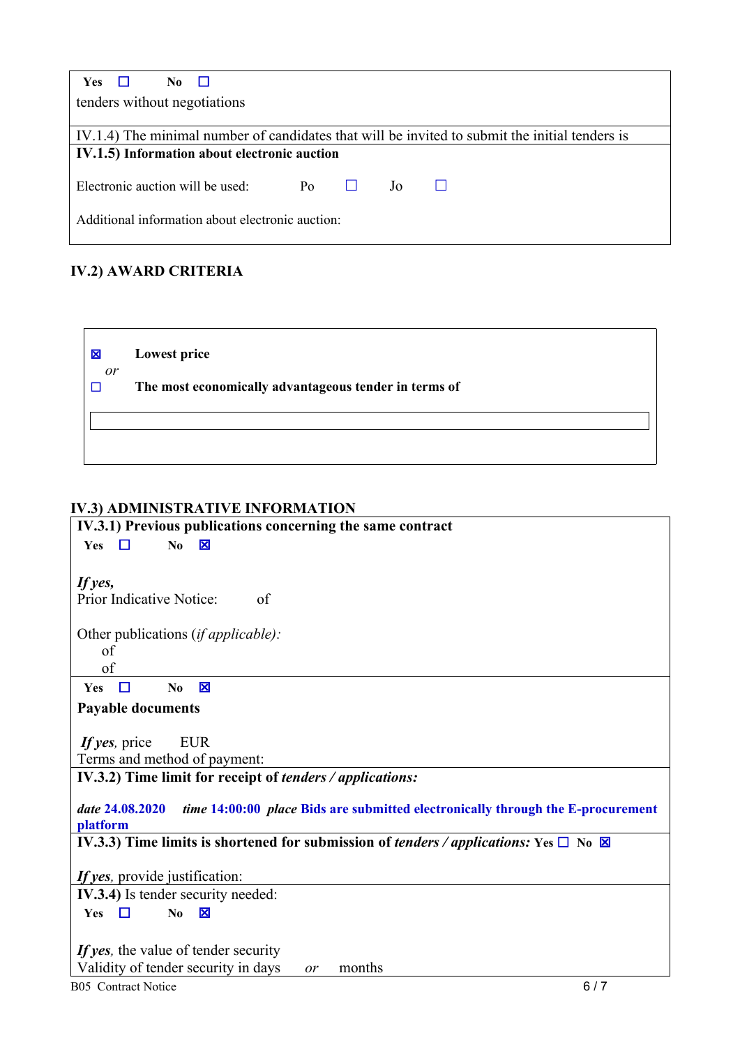Yes ☐ No ☐

tenders without negotiations

IV.1.4) The minimal number of candidates that will be invited to submit the initial tenders is

**IV.1.5) Information about electronic auction**

Electronic auction will be used: Po ☐ Jo ☐

Additional information about electronic auction:

## IV.2) AWARD CRITERIA

☒ **Lowest price**

*or*

☐ **The most economically advantageous tender in terms of**

## IV.3) ADMINISTRATIVE INFORMATION

**IV.3.1) Previous publications concerning the same contract**

**Yes** ☐ **No** ☒

***If yes,***

Prior Indicative Notice: of

Other publications (*if applicable*):

of

of

**Yes** ☐ **No** ☒

**Payable documents**

***If yes,*** price EUR

Terms and method of payment:

**IV.3.2) Time limit for receipt of *tenders / applications:***

***date* 24.08.2020** ***time* 14:00:00** ***place* Bids are submitted electronically through the E-procurement platform**

**IV.3.3) Time limits is shortened for submission of *tenders / applications:*** **Yes** ☐ **No** ☒

***If yes,*** provide justification:

**IV.3.4)** Is tender security needed:

**Yes** ☐ **No** ☒

***If yes,*** the value of tender security

Validity of tender security in days *or* months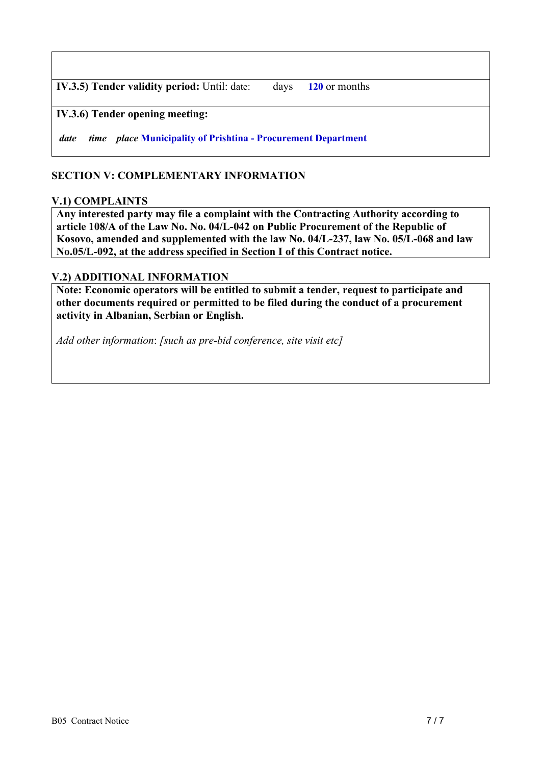**IV.3.5) Tender validity period:** Until: date: days **120** or months

**IV.3.6) Tender opening meeting:**

***date*** ***time*** ***place*** **Municipality of Prishtina - Procurement Department**

## SECTION V: COMPLEMENTARY INFORMATION

### V.1) COMPLAINTS

**Any interested party may file a complaint with the Contracting Authority according to article 108/A of the Law No. No. 04/L-042 on Public Procurement of the Republic of Kosovo, amended and supplemented with the law No. 04/L-237, law No. 05/L-068 and law No.05/L-092, at the address specified in Section I of this Contract notice.**

### V.2) ADDITIONAL INFORMATION

**Note: Economic operators will be entitled to submit a tender, request to participate and other documents required or permitted to be filed during the conduct of a procurement activity in Albanian, Serbian or English.**

*Add other information*: *[such as pre-bid conference, site visit etc]*

B05 Contract Notice